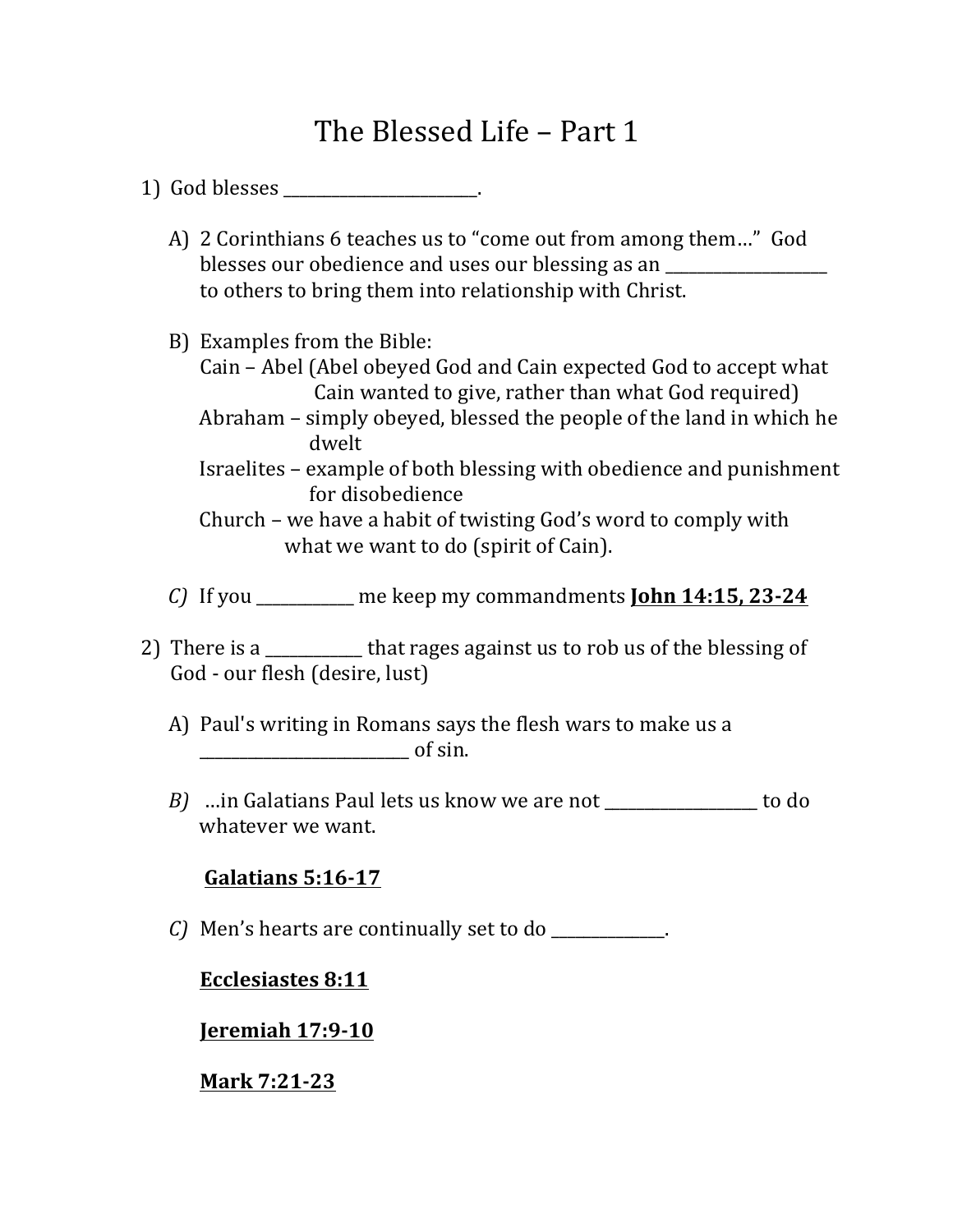# The Blessed Life – Part 1

1) God blesses ________________________.

   A) 2 Corinthians 6 teaches us to "come out from among them…" God blesses our obedience and uses our blessing as an ___________________ to others to bring them into relationship with Christ.

   B) Examples from the Bible:
      Cain – Abel (Abel obeyed God and Cain expected God to accept what Cain wanted to give, rather than what God required)
      Abraham – simply obeyed, blessed the people of the land in which he dwelt
      Israelites – example of both blessing with obedience and punishment for disobedience
      Church – we have a habit of twisting God's word to comply with what we want to do (spirit of Cain).

   *C)* If you ____________ me keep my commandments **John 14:15, 23-24**

2) There is a ____________ that rages against us to rob us of the blessing of God - our flesh (desire, lust)

   A) Paul's writing in Romans says the flesh wars to make us a _________________________ of sin.

   *B)* …in Galatians Paul lets us know we are not __________________ to do whatever we want.

   **Galatians 5:16-17**

   *C)* Men's hearts are continually set to do ______________.

   **Ecclesiastes 8:11**

   **Jeremiah 17:9-10**

   **Mark 7:21-23**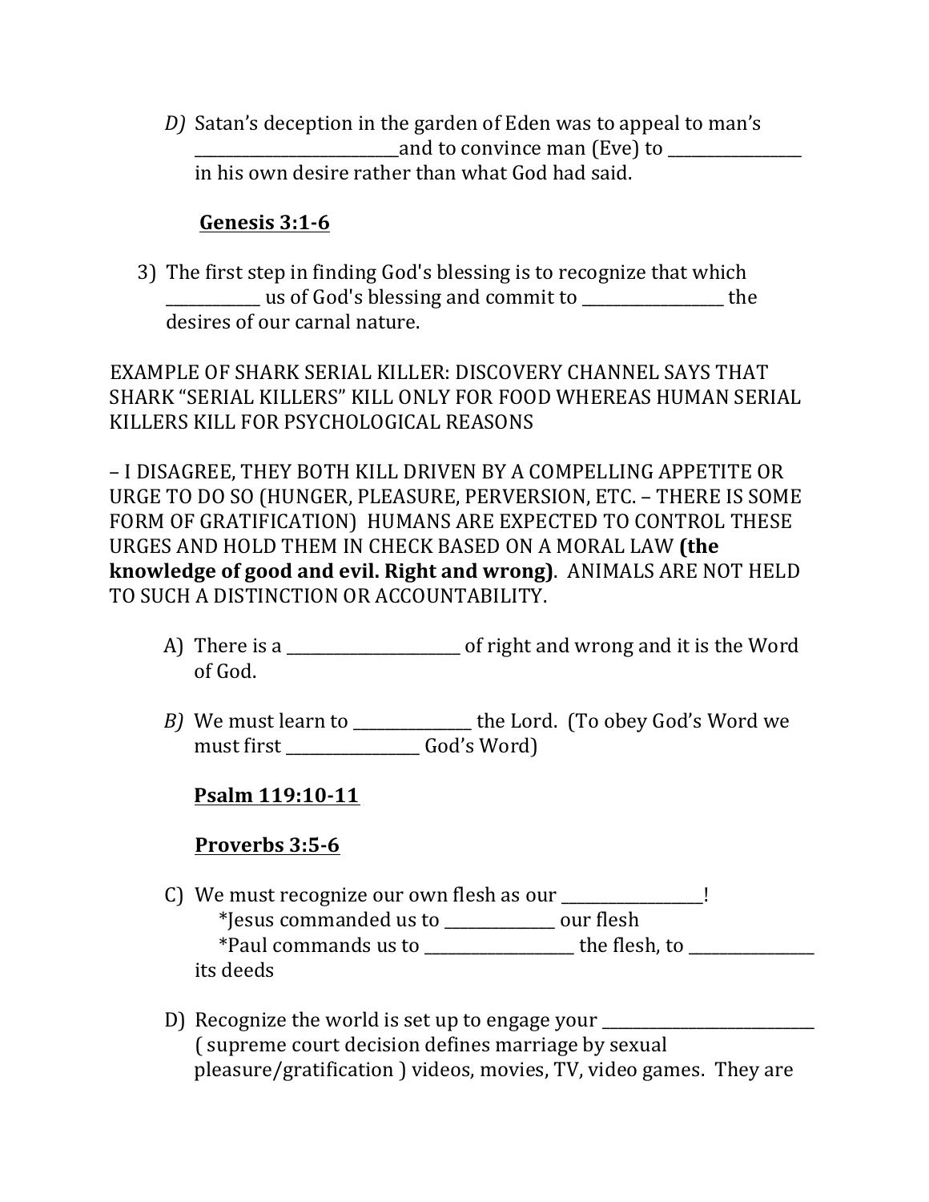*D)* Satan's deception in the garden of Eden was to appeal to man's __________________________and to convince man (Eve) to _________________ in his own desire rather than what God had said.

**Genesis 3:1-6**

3) The first step in finding God's blessing is to recognize that which ____________ us of God's blessing and commit to ___________________ the desires of our carnal nature.

EXAMPLE OF SHARK SERIAL KILLER: DISCOVERY CHANNEL SAYS THAT SHARK "SERIAL KILLERS" KILL ONLY FOR FOOD WHEREAS HUMAN SERIAL KILLERS KILL FOR PSYCHOLOGICAL REASONS

– I DISAGREE, THEY BOTH KILL DRIVEN BY A COMPELLING APPETITE OR URGE TO DO SO (HUNGER, PLEASURE, PERVERSION, ETC. – THERE IS SOME FORM OF GRATIFICATION) HUMANS ARE EXPECTED TO CONTROL THESE URGES AND HOLD THEM IN CHECK BASED ON A MORAL LAW **(the knowledge of good and evil. Right and wrong)**. ANIMALS ARE NOT HELD TO SUCH A DISTINCTION OR ACCOUNTABILITY.

A) There is a _______________________ of right and wrong and it is the Word of God.

*B)* We must learn to _______________ the Lord. (To obey God's Word we must first _________________ God's Word)

**Psalm 119:10-11**

**Proverbs 3:5-6**

C) We must recognize our own flesh as our __________________!
*Jesus commanded us to ______________ our flesh
*Paul commands us to ___________________ the flesh, to ________________ its deeds

D) Recognize the world is set up to engage your ____________________________ ( supreme court decision defines marriage by sexual pleasure/gratification ) videos, movies, TV, video games. They are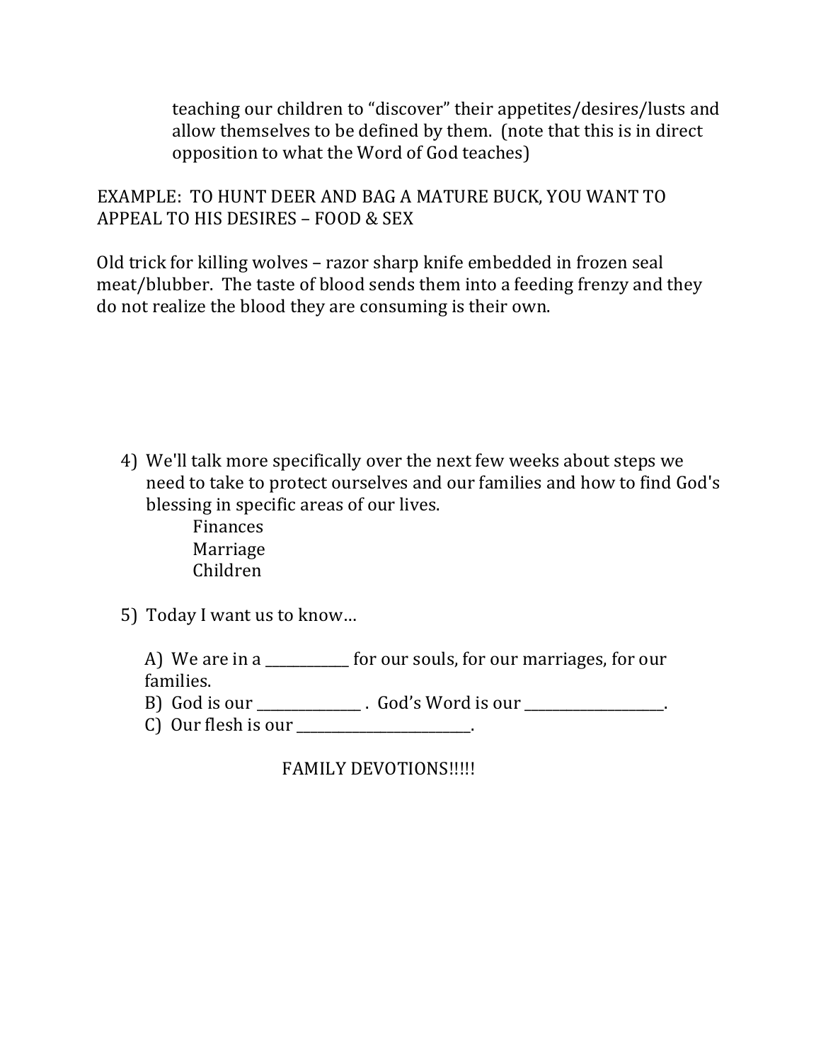teaching our children to "discover" their appetites/desires/lusts and allow themselves to be defined by them. (note that this is in direct opposition to what the Word of God teaches)

EXAMPLE: TO HUNT DEER AND BAG A MATURE BUCK, YOU WANT TO APPEAL TO HIS DESIRES – FOOD & SEX

Old trick for killing wolves – razor sharp knife embedded in frozen seal meat/blubber. The taste of blood sends them into a feeding frenzy and they do not realize the blood they are consuming is their own.

4) We'll talk more specifically over the next few weeks about steps we need to take to protect ourselves and our families and how to find God's blessing in specific areas of our lives.
   - Finances
   - Marriage
   - Children

5) Today I want us to know…

   A) We are in a ____________ for our souls, for our marriages, for our families.
   B) God is our _______________ . God's Word is our ____________________.
   C) Our flesh is our __________________________.

FAMILY DEVOTIONS!!!!!